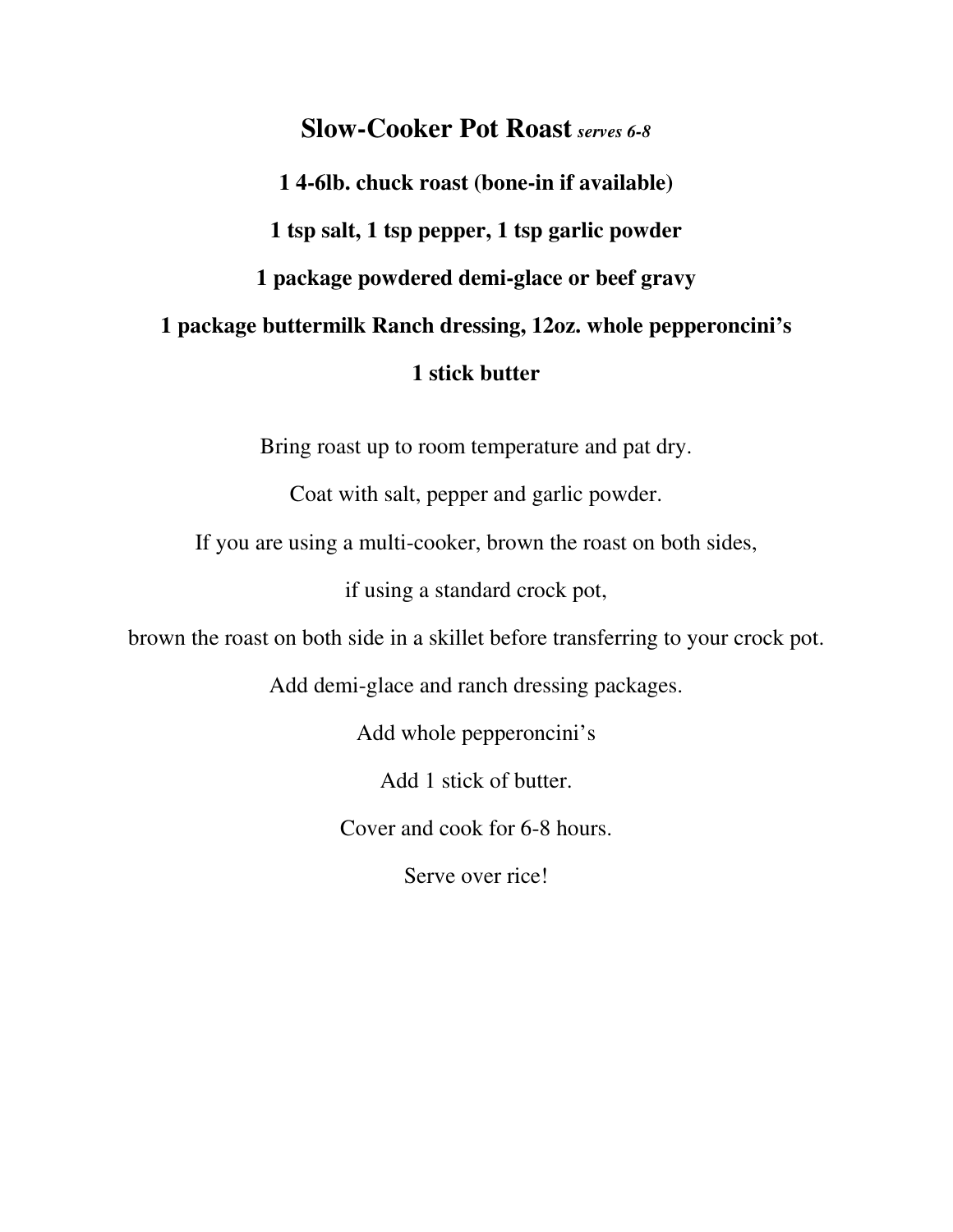# Slow-Cooker Pot Roast *serves 6-8*

**1 4-6lb. chuck roast (bone-in if available)**

**1 tsp salt, 1 tsp pepper, 1 tsp garlic powder**

**1 package powdered demi-glace or beef gravy**

**1 package buttermilk Ranch dressing, 12oz. whole pepperoncini's**

**1 stick butter**

Bring roast up to room temperature and pat dry.

Coat with salt, pepper and garlic powder.

If you are using a multi-cooker, brown the roast on both sides,

if using a standard crock pot,

brown the roast on both side in a skillet before transferring to your crock pot.

Add demi-glace and ranch dressing packages.

Add whole pepperoncini's

Add 1 stick of butter.

Cover and cook for 6-8 hours.

Serve over rice!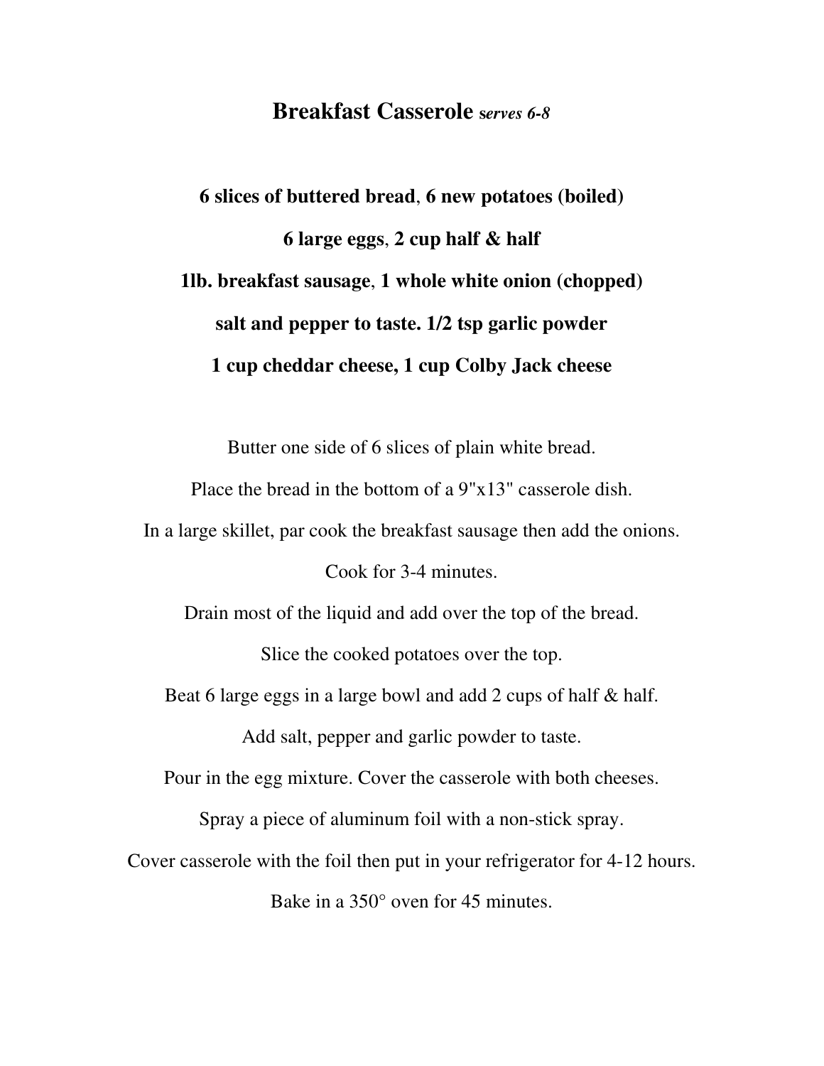# Breakfast Casserole *serves 6-8*

**6 slices of buttered bread**, **6 new potatoes (boiled)**

**6 large eggs**, **2 cup half & half**

**1lb. breakfast sausage**, **1 whole white onion (chopped)**

**salt and pepper to taste. 1/2 tsp garlic powder**

**1 cup cheddar cheese, 1 cup Colby Jack cheese**

Butter one side of 6 slices of plain white bread.

Place the bread in the bottom of a 9"x13" casserole dish.

In a large skillet, par cook the breakfast sausage then add the onions.

Cook for 3-4 minutes.

Drain most of the liquid and add over the top of the bread.

Slice the cooked potatoes over the top.

Beat 6 large eggs in a large bowl and add 2 cups of half & half.

Add salt, pepper and garlic powder to taste.

Pour in the egg mixture. Cover the casserole with both cheeses.

Spray a piece of aluminum foil with a non-stick spray.

Cover casserole with the foil then put in your refrigerator for 4-12 hours.

Bake in a 350° oven for 45 minutes.